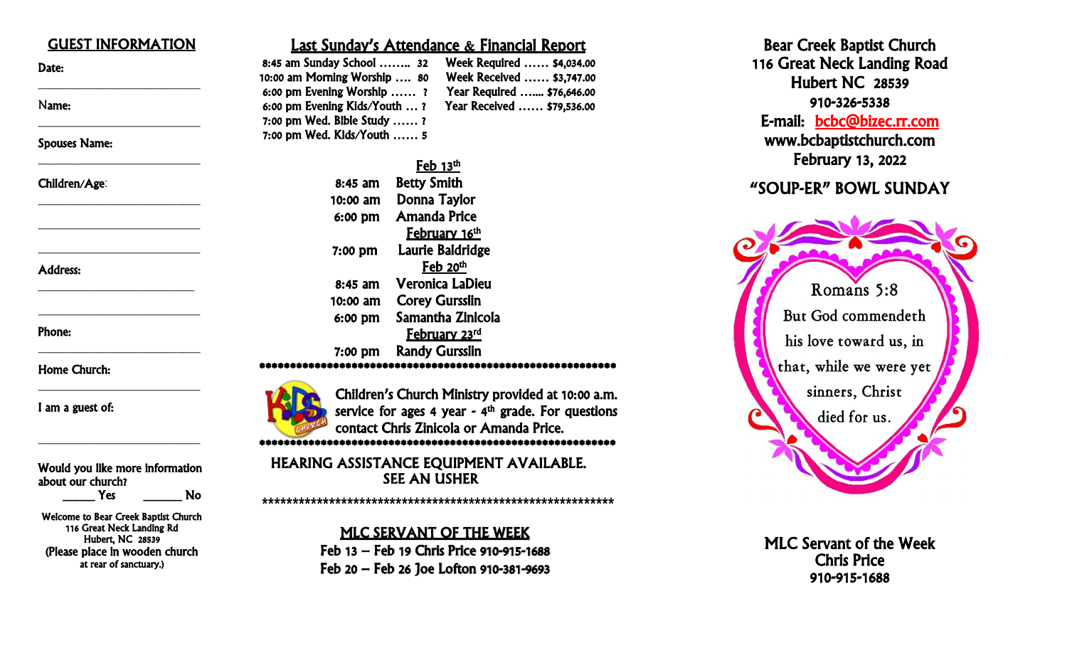## GUEST INFORMATION

Date:

______________________________

Name:

______________________________

Spouses Name:

______________________________

Children/Age:

______________________________

______________________________

______________________________

Address:

______________________________

______________________________

Phone:

______________________________

Home Church:

______________________________

I am a guest of:

______________________________

Would you like more information about our church?

_____ Yes ______ No

Welcome to Bear Creek Baptist Church
116 Great Neck Landing Rd
Hubert, NC 28539
(Please place in wooden church at rear of sanctuary.)

## Last Sunday's Attendance & Financial Report

| | | | |
|---|---|---|---|
| 8:45 am Sunday School …….. | 32 | Week Required …… | $4,034.00 |
| 10:00 am Morning Worship …. | 80 | Week Received …… | $3,747.00 |
| 6:00 pm Evening Worship …… | ? | Year Required …... | $76,646.00 |
| 6:00 pm Evening Kids/Youth … | ? | Year Received …… | $79,536.00 |
| 7:00 pm Wed. Bible Study …… | ? | | |
| 7:00 pm Wed. Kids/Youth …… | 5 | | |

**Feb 13th**

8:45 am Betty Smith
10:00 am Donna Taylor
6:00 pm Amanda Price

**February 16th**

7:00 pm Laurie Baldridge

**Feb 20th**

8:45 am Veronica LaDieu
10:00 am Corey Gursslin
6:00 pm Samantha Zinicola

**February 23rd**

7:00 pm Randy Gursslin

***************************************************************

Children's Church Ministry provided at 10:00 a.m. service for ages 4 year - 4th grade. For questions contact Chris Zinicola or Amanda Price.

***************************************************************

HEARING ASSISTANCE EQUIPMENT AVAILABLE.
SEE AN USHER

***************************************************************

### MLC SERVANT OF THE WEEK

Feb 13 – Feb 19 Chris Price 910-915-1688
Feb 20 – Feb 26 Joe Lofton 910-381-9693

# Bear Creek Baptist Church

116 Great Neck Landing Road
Hubert NC 28539
910-326-5338
E-mail: bcbc@bizec.rr.com
www.bcbaptistchurch.com
February 13, 2022

## "SOUP-ER" BOWL SUNDAY

Romans 5:8
But God commendeth his love toward us, in that, while we were yet sinners, Christ died for us.

MLC Servant of the Week
Chris Price
910-915-1688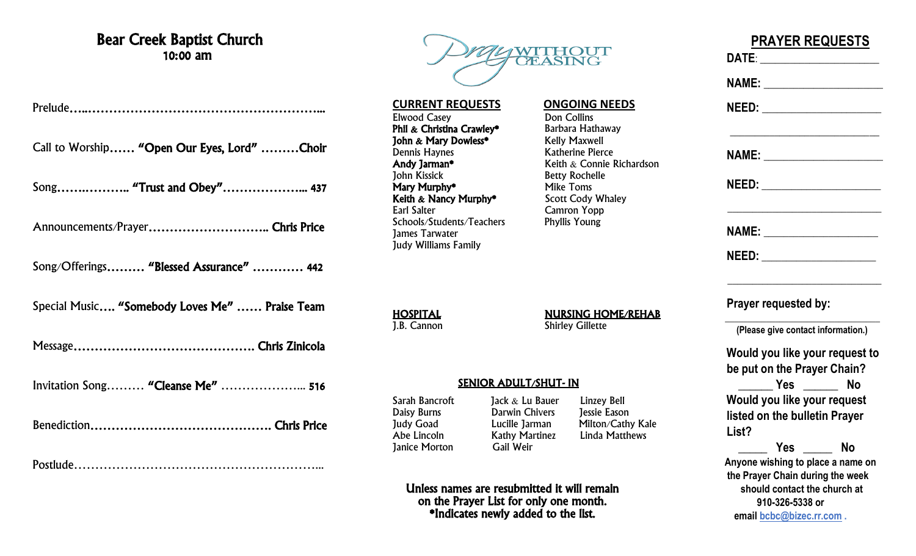# Bear Creek Baptist Church

**10:00 am**

Prelude……………………………………………………………...

Call to Worship…… **"Open Our Eyes, Lord"** ………**Choir**

Song……..……….. **"Trust and Obey"**……………….... **437**

Announcements/Prayer……………………….. **Chris Price**

Song/Offerings……… **"Blessed Assurance"** ………… **442**

Special Music…. **"Somebody Loves Me"** …… **Praise Team**

Message…………………………………….. **Chris Zinicola**

Invitation Song……… **"Cleanse Me"** ………………... **516**

Benediction……………………………………. **Chris Price**

Postlude…………………………………………………...

PRAY WITHOUT CEASING

## CURRENT REQUESTS

Elwood Casey
**Phil & Christina Crawley***
**John & Mary Dowless***
Dennis Haynes
**Andy Jarman***
John Kissick
**Mary Murphy***
**Keith & Nancy Murphy***
Earl Salter
Schools/Students/Teachers
James Tarwater
Judy Williams Family

## ONGOING NEEDS

Don Collins
Barbara Hathaway
Kelly Maxwell
Katherine Pierce
Keith & Connie Richardson
Betty Rochelle
Mike Toms
Scott Cody Whaley
Camron Yopp
Phyllis Young

## HOSPITAL

J.B. Cannon

## NURSING HOME/REHAB

Shirley Gillette

## SENIOR ADULT/SHUT- IN

| | | |
|---|---|---|
| Sarah Bancroft | Jack & Lu Bauer | Linzey Bell |
| Daisy Burns | Darwin Chivers | Jessie Eason |
| Judy Goad | Lucille Jarman | Milton/Cathy Kale |
| Abe Lincoln | Kathy Martinez | Linda Matthews |
| Janice Morton | Gail Weir | |

**Unless names are resubmitted it will remain on the Prayer List for only one month.**
***Indicates newly added to the list.**

## PRAYER REQUESTS

**DATE**: ____________________

**NAME:** ____________________

**NEED:** ____________________

____________________

**NAME:** ____________________

**NEED:** ____________________

____________________

**NAME:** ____________________

**NEED:** ____________________

____________________

**Prayer requested by:**

____________________

**(Please give contact information.)**

**Would you like your request to be put on the Prayer Chain?**
______ **Yes** ______ **No**

**Would you like your request listed on the bulletin Prayer List?**
_____ **Yes** _____ **No**

**Anyone wishing to place a name on the Prayer Chain during the week should contact the church at 910-326-5338 or email bcbc@bizec.rr.com .**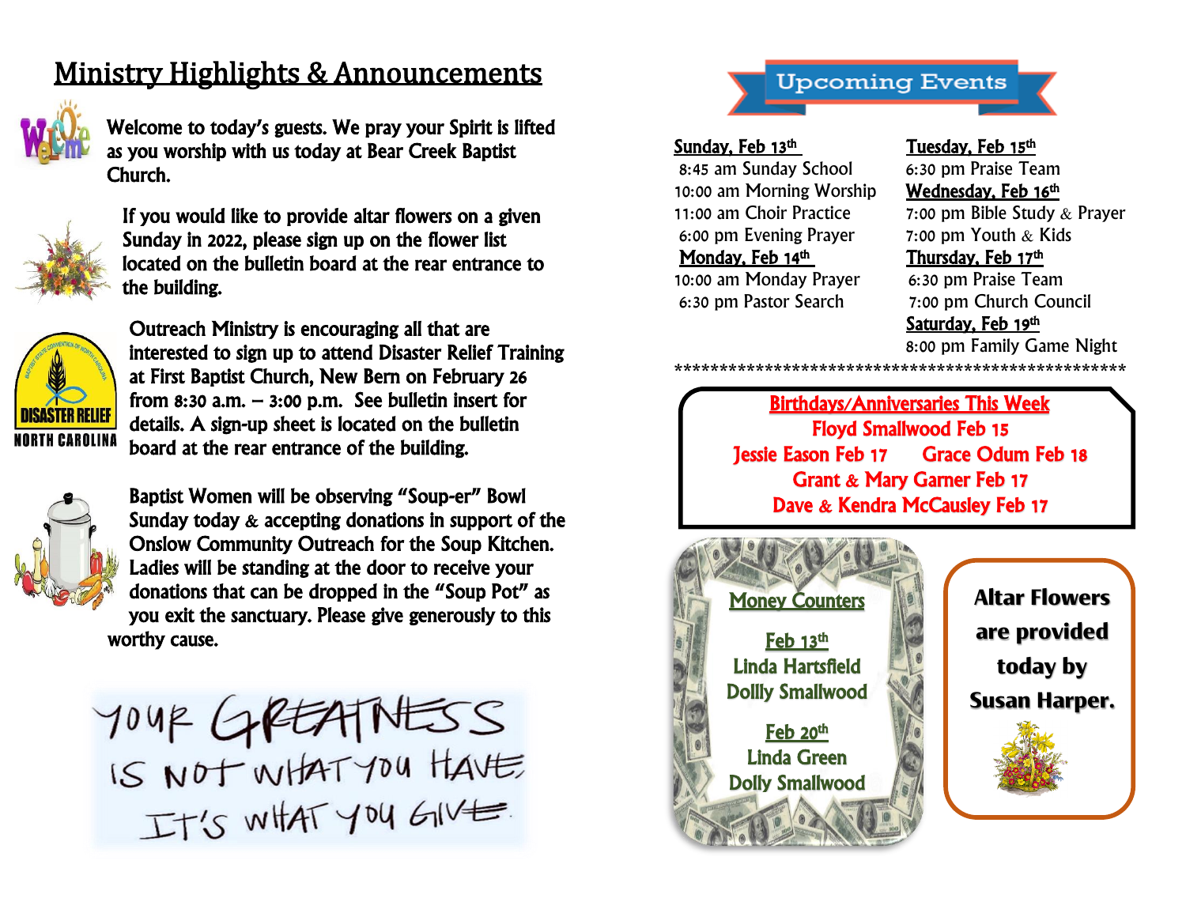# Ministry Highlights & Announcements

Welcome to today's guests. We pray your Spirit is lifted as you worship with us today at Bear Creek Baptist Church.

If you would like to provide altar flowers on a given Sunday in 2022, please sign up on the flower list located on the bulletin board at the rear entrance to the building.

Outreach Ministry is encouraging all that are interested to sign up to attend Disaster Relief Training at First Baptist Church, New Bern on February 26 from 8:30 a.m. – 3:00 p.m. See bulletin insert for details. A sign-up sheet is located on the bulletin board at the rear entrance of the building.

Baptist Women will be observing "Soup-er" Bowl Sunday today & accepting donations in support of the Onslow Community Outreach for the Soup Kitchen. Ladies will be standing at the door to receive your donations that can be dropped in the "Soup Pot" as you exit the sanctuary. Please give generously to this worthy cause.

YOUR GREATNESS IS NOT WHAT YOU HAVE, IT'S WHAT YOU GIVE.

## Upcoming Events

**Sunday, Feb 13th**
8:45 am Sunday School
10:00 am Morning Worship
11:00 am Choir Practice
6:00 pm Evening Prayer

**Monday, Feb 14th**
10:00 am Monday Prayer
6:30 pm Pastor Search

**Tuesday, Feb 15th**
6:30 pm Praise Team

**Wednesday, Feb 16th**
7:00 pm Bible Study & Prayer
7:00 pm Youth & Kids

**Thursday, Feb 17th**
6:30 pm Praise Team
7:00 pm Church Council

**Saturday, Feb 19th**
8:00 pm Family Game Night

***************************************************

**Birthdays/Anniversaries This Week**

Floyd Smallwood Feb 15
Jessie Eason Feb 17
Grace Odum Feb 18
Grant & Mary Garner Feb 17
Dave & Kendra McCausley Feb 17

**Money Counters**

**Feb 13th**
Linda Hartsfield
Dollly Smallwood

**Feb 20th**
Linda Green
Dolly Smallwood

**Altar Flowers are provided today by Susan Harper.**